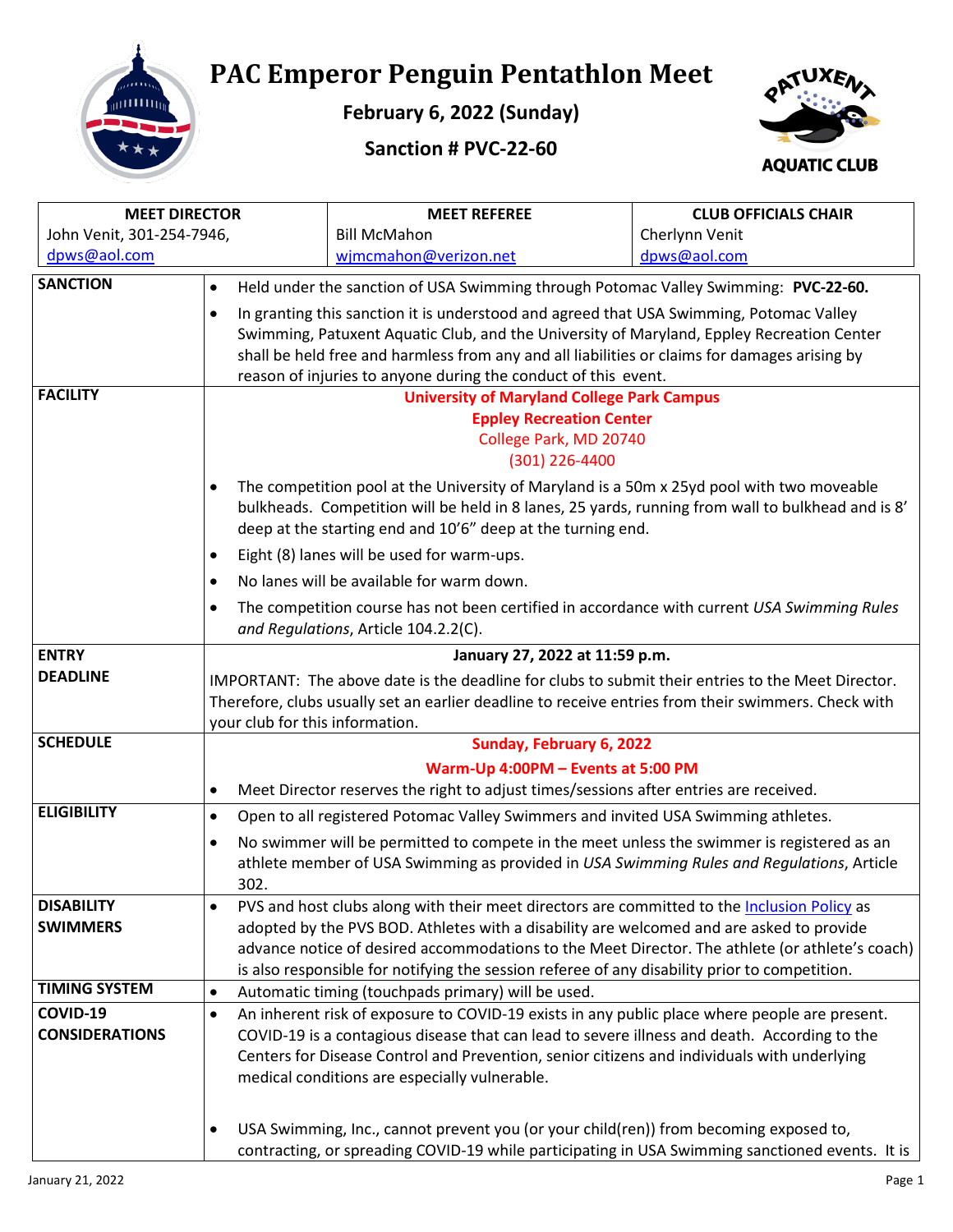# PAC Emperor Penguin Pentathlon Meet

**February 6, 2022 (Sunday)**

**Sanction # PVC-22-60**

| MEET DIRECTOR | MEET REFEREE | CLUB OFFICIALS CHAIR |
|---|---|---|
| John Venit, 301-254-7946, dpws@aol.com | Bill McMahon wjmcmahon@verizon.net | Cherlynn Venit dpws@aol.com |

| | |
|---|---|
| **SANCTION** | • Held under the sanction of USA Swimming through Potomac Valley Swimming: **PVC-22-60.**<br>• In granting this sanction it is understood and agreed that USA Swimming, Potomac Valley Swimming, Patuxent Aquatic Club, and the University of Maryland, Eppley Recreation Center shall be held free and harmless from any and all liabilities or claims for damages arising by reason of injuries to anyone during the conduct of this event. |
| **FACILITY** | **University of Maryland College Park Campus**<br>**Eppley Recreation Center**<br>College Park, MD 20740<br>(301) 226-4400<br>• The competition pool at the University of Maryland is a 50m x 25yd pool with two moveable bulkheads. Competition will be held in 8 lanes, 25 yards, running from wall to bulkhead and is 8' deep at the starting end and 10'6" deep at the turning end.<br>• Eight (8) lanes will be used for warm-ups.<br>• No lanes will be available for warm down.<br>• The competition course has not been certified in accordance with current *USA Swimming Rules and Regulations*, Article 104.2.2(C). |
| **ENTRY DEADLINE** | **January 27, 2022 at 11:59 p.m.**<br>IMPORTANT: The above date is the deadline for clubs to submit their entries to the Meet Director. Therefore, clubs usually set an earlier deadline to receive entries from their swimmers. Check with your club for this information. |
| **SCHEDULE** | **Sunday, February 6, 2022**<br>**Warm-Up 4:00PM – Events at 5:00 PM**<br>• Meet Director reserves the right to adjust times/sessions after entries are received. |
| **ELIGIBILITY** | • Open to all registered Potomac Valley Swimmers and invited USA Swimming athletes.<br>• No swimmer will be permitted to compete in the meet unless the swimmer is registered as an athlete member of USA Swimming as provided in *USA Swimming Rules and Regulations*, Article 302. |
| **DISABILITY SWIMMERS** | • PVS and host clubs along with their meet directors are committed to the Inclusion Policy as adopted by the PVS BOD. Athletes with a disability are welcomed and are asked to provide advance notice of desired accommodations to the Meet Director. The athlete (or athlete's coach) is also responsible for notifying the session referee of any disability prior to competition. |
| **TIMING SYSTEM** | • Automatic timing (touchpads primary) will be used. |
| **COVID-19 CONSIDERATIONS** | • An inherent risk of exposure to COVID-19 exists in any public place where people are present. COVID-19 is a contagious disease that can lead to severe illness and death. According to the Centers for Disease Control and Prevention, senior citizens and individuals with underlying medical conditions are especially vulnerable.<br>• USA Swimming, Inc., cannot prevent you (or your child(ren)) from becoming exposed to, contracting, or spreading COVID-19 while participating in USA Swimming sanctioned events. It is |

January 21, 2022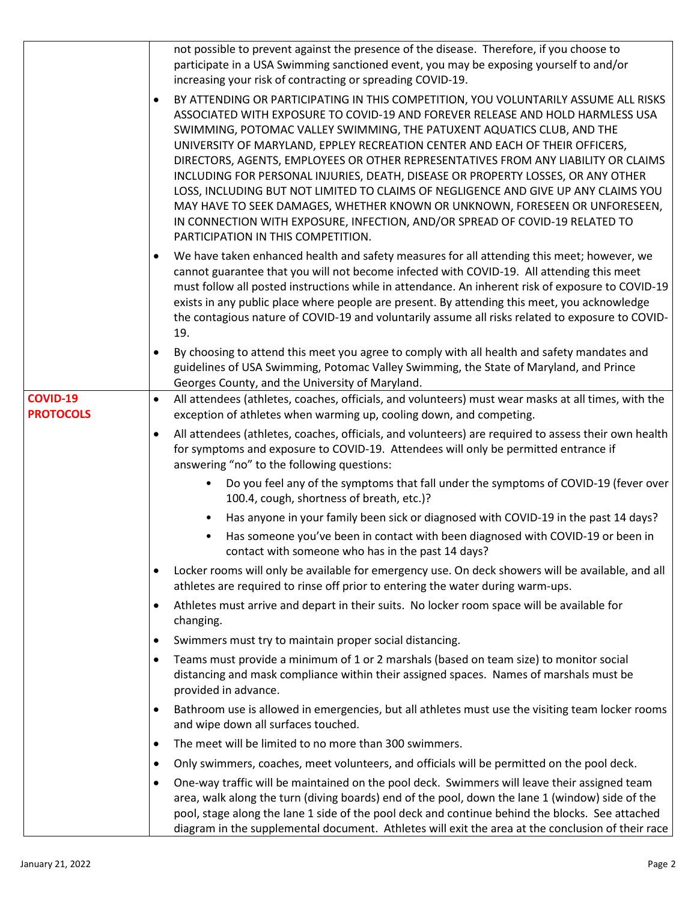| | |
|---|---|
| | not possible to prevent against the presence of the disease. Therefore, if you choose to participate in a USA Swimming sanctioned event, you may be exposing yourself to and/or increasing your risk of contracting or spreading COVID-19.<br>• BY ATTENDING OR PARTICIPATING IN THIS COMPETITION, YOU VOLUNTARILY ASSUME ALL RISKS ASSOCIATED WITH EXPOSURE TO COVID-19 AND FOREVER RELEASE AND HOLD HARMLESS USA SWIMMING, POTOMAC VALLEY SWIMMING, THE PATUXENT AQUATICS CLUB, AND THE UNIVERSITY OF MARYLAND, EPPLEY RECREATION CENTER AND EACH OF THEIR OFFICERS, DIRECTORS, AGENTS, EMPLOYEES OR OTHER REPRESENTATIVES FROM ANY LIABILITY OR CLAIMS INCLUDING FOR PERSONAL INJURIES, DEATH, DISEASE OR PROPERTY LOSSES, OR ANY OTHER LOSS, INCLUDING BUT NOT LIMITED TO CLAIMS OF NEGLIGENCE AND GIVE UP ANY CLAIMS YOU MAY HAVE TO SEEK DAMAGES, WHETHER KNOWN OR UNKNOWN, FORESEEN OR UNFORESEEN, IN CONNECTION WITH EXPOSURE, INFECTION, AND/OR SPREAD OF COVID-19 RELATED TO PARTICIPATION IN THIS COMPETITION.<br>• We have taken enhanced health and safety measures for all attending this meet; however, we cannot guarantee that you will not become infected with COVID-19. All attending this meet must follow all posted instructions while in attendance. An inherent risk of exposure to COVID-19 exists in any public place where people are present. By attending this meet, you acknowledge the contagious nature of COVID-19 and voluntarily assume all risks related to exposure to COVID-19.<br>• By choosing to attend this meet you agree to comply with all health and safety mandates and guidelines of USA Swimming, Potomac Valley Swimming, the State of Maryland, and Prince Georges County, and the University of Maryland. |
| **COVID-19 PROTOCOLS** | • All attendees (athletes, coaches, officials, and volunteers) must wear masks at all times, with the exception of athletes when warming up, cooling down, and competing.<br>• All attendees (athletes, coaches, officials, and volunteers) are required to assess their own health for symptoms and exposure to COVID-19. Attendees will only be permitted entrance if answering "no" to the following questions:<br>&nbsp;&nbsp;&nbsp;&nbsp;• Do you feel any of the symptoms that fall under the symptoms of COVID-19 (fever over 100.4, cough, shortness of breath, etc.)?<br>&nbsp;&nbsp;&nbsp;&nbsp;• Has anyone in your family been sick or diagnosed with COVID-19 in the past 14 days?<br>&nbsp;&nbsp;&nbsp;&nbsp;• Has someone you've been in contact with been diagnosed with COVID-19 or been in contact with someone who has in the past 14 days?<br>• Locker rooms will only be available for emergency use. On deck showers will be available, and all athletes are required to rinse off prior to entering the water during warm-ups.<br>• Athletes must arrive and depart in their suits. No locker room space will be available for changing.<br>• Swimmers must try to maintain proper social distancing.<br>• Teams must provide a minimum of 1 or 2 marshals (based on team size) to monitor social distancing and mask compliance within their assigned spaces. Names of marshals must be provided in advance.<br>• Bathroom use is allowed in emergencies, but all athletes must use the visiting team locker rooms and wipe down all surfaces touched.<br>• The meet will be limited to no more than 300 swimmers.<br>• Only swimmers, coaches, meet volunteers, and officials will be permitted on the pool deck.<br>• One-way traffic will be maintained on the pool deck. Swimmers will leave their assigned team area, walk along the turn (diving boards) end of the pool, down the lane 1 (window) side of the pool, stage along the lane 1 side of the pool deck and continue behind the blocks. See attached diagram in the supplemental document. Athletes will exit the area at the conclusion of their race |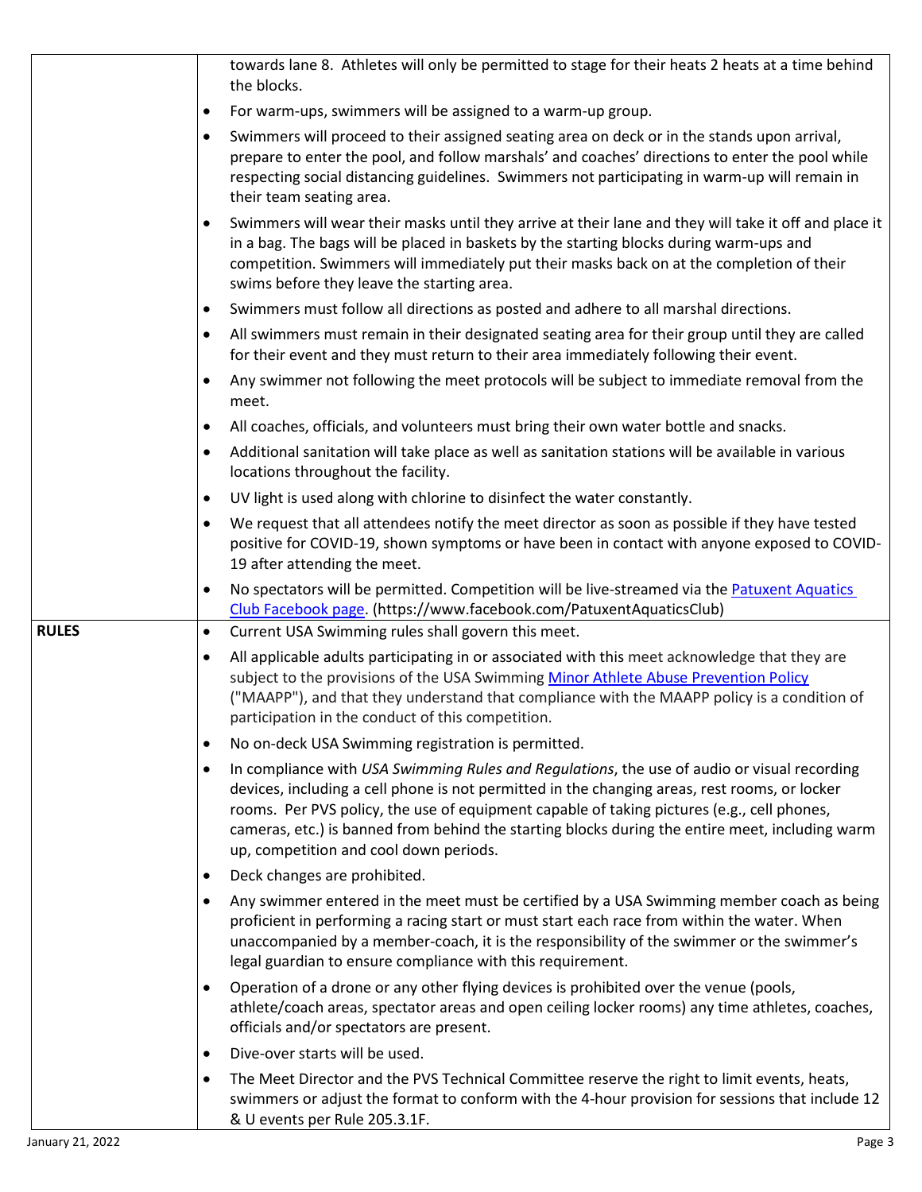| | |
|---|---|
| | towards lane 8. Athletes will only be permitted to stage for their heats 2 heats at a time behind the blocks.<br>• For warm-ups, swimmers will be assigned to a warm-up group.<br>• Swimmers will proceed to their assigned seating area on deck or in the stands upon arrival, prepare to enter the pool, and follow marshals' and coaches' directions to enter the pool while respecting social distancing guidelines. Swimmers not participating in warm-up will remain in their team seating area.<br>• Swimmers will wear their masks until they arrive at their lane and they will take it off and place it in a bag. The bags will be placed in baskets by the starting blocks during warm-ups and competition. Swimmers will immediately put their masks back on at the completion of their swims before they leave the starting area.<br>• Swimmers must follow all directions as posted and adhere to all marshal directions.<br>• All swimmers must remain in their designated seating area for their group until they are called for their event and they must return to their area immediately following their event.<br>• Any swimmer not following the meet protocols will be subject to immediate removal from the meet.<br>• All coaches, officials, and volunteers must bring their own water bottle and snacks.<br>• Additional sanitation will take place as well as sanitation stations will be available in various locations throughout the facility.<br>• UV light is used along with chlorine to disinfect the water constantly.<br>• We request that all attendees notify the meet director as soon as possible if they have tested positive for COVID-19, shown symptoms or have been in contact with anyone exposed to COVID-19 after attending the meet.<br>• No spectators will be permitted. Competition will be live-streamed via the Patuxent Aquatics Club Facebook page. (https://www.facebook.com/PatuxentAquaticsClub) |
| **RULES** | • Current USA Swimming rules shall govern this meet.<br>• All applicable adults participating in or associated with this meet acknowledge that they are subject to the provisions of the USA Swimming Minor Athlete Abuse Prevention Policy ("MAAPP"), and that they understand that compliance with the MAAPP policy is a condition of participation in the conduct of this competition.<br>• No on-deck USA Swimming registration is permitted.<br>• In compliance with *USA Swimming Rules and Regulations*, the use of audio or visual recording devices, including a cell phone is not permitted in the changing areas, rest rooms, or locker rooms. Per PVS policy, the use of equipment capable of taking pictures (e.g., cell phones, cameras, etc.) is banned from behind the starting blocks during the entire meet, including warm up, competition and cool down periods.<br>• Deck changes are prohibited.<br>• Any swimmer entered in the meet must be certified by a USA Swimming member coach as being proficient in performing a racing start or must start each race from within the water. When unaccompanied by a member-coach, it is the responsibility of the swimmer or the swimmer's legal guardian to ensure compliance with this requirement.<br>• Operation of a drone or any other flying devices is prohibited over the venue (pools, athlete/coach areas, spectator areas and open ceiling locker rooms) any time athletes, coaches, officials and/or spectators are present.<br>• Dive-over starts will be used.<br>• The Meet Director and the PVS Technical Committee reserve the right to limit events, heats, swimmers or adjust the format to conform with the 4-hour provision for sessions that include 12 & U events per Rule 205.3.1F. |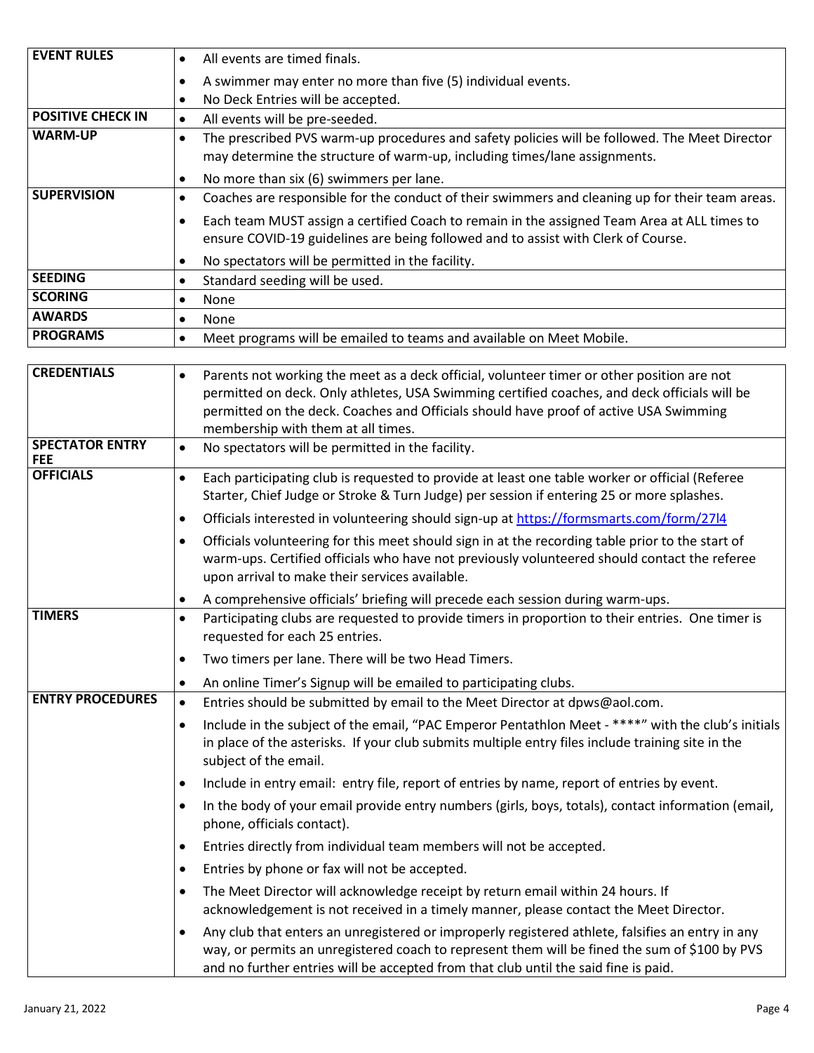| | |
|---|---|
| **EVENT RULES** | • All events are timed finals.<br>• A swimmer may enter no more than five (5) individual events.<br>• No Deck Entries will be accepted. |
| **POSITIVE CHECK IN** | • All events will be pre-seeded. |
| **WARM-UP** | • The prescribed PVS warm-up procedures and safety policies will be followed. The Meet Director may determine the structure of warm-up, including times/lane assignments.<br>• No more than six (6) swimmers per lane. |
| **SUPERVISION** | • Coaches are responsible for the conduct of their swimmers and cleaning up for their team areas.<br>• Each team MUST assign a certified Coach to remain in the assigned Team Area at ALL times to ensure COVID-19 guidelines are being followed and to assist with Clerk of Course.<br>• No spectators will be permitted in the facility. |
| **SEEDING** | • Standard seeding will be used. |
| **SCORING** | • None |
| **AWARDS** | • None |
| **PROGRAMS** | • Meet programs will be emailed to teams and available on Meet Mobile. |

| | |
|---|---|
| **CREDENTIALS** | • Parents not working the meet as a deck official, volunteer timer or other position are not permitted on deck. Only athletes, USA Swimming certified coaches, and deck officials will be permitted on the deck. Coaches and Officials should have proof of active USA Swimming membership with them at all times. |
| **SPECTATOR ENTRY FEE** | • No spectators will be permitted in the facility. |
| **OFFICIALS** | • Each participating club is requested to provide at least one table worker or official (Referee Starter, Chief Judge or Stroke & Turn Judge) per session if entering 25 or more splashes.<br>• Officials interested in volunteering should sign-up at [https://formsmarts.com/form/27l4](https://formsmarts.com/form/27l4)<br>• Officials volunteering for this meet should sign in at the recording table prior to the start of warm-ups. Certified officials who have not previously volunteered should contact the referee upon arrival to make their services available.<br>• A comprehensive officials' briefing will precede each session during warm-ups. |
| **TIMERS** | • Participating clubs are requested to provide timers in proportion to their entries. One timer is requested for each 25 entries.<br>• Two timers per lane. There will be two Head Timers.<br>• An online Timer's Signup will be emailed to participating clubs. |
| **ENTRY PROCEDURES** | • Entries should be submitted by email to the Meet Director at dpws@aol.com.<br>• Include in the subject of the email, "PAC Emperor Pentathlon Meet - ****" with the club's initials in place of the asterisks. If your club submits multiple entry files include training site in the subject of the email.<br>• Include in entry email: entry file, report of entries by name, report of entries by event.<br>• In the body of your email provide entry numbers (girls, boys, totals), contact information (email, phone, officials contact).<br>• Entries directly from individual team members will not be accepted.<br>• Entries by phone or fax will not be accepted.<br>• The Meet Director will acknowledge receipt by return email within 24 hours. If acknowledgement is not received in a timely manner, please contact the Meet Director.<br>• Any club that enters an unregistered or improperly registered athlete, falsifies an entry in any way, or permits an unregistered coach to represent them will be fined the sum of $100 by PVS and no further entries will be accepted from that club until the said fine is paid. |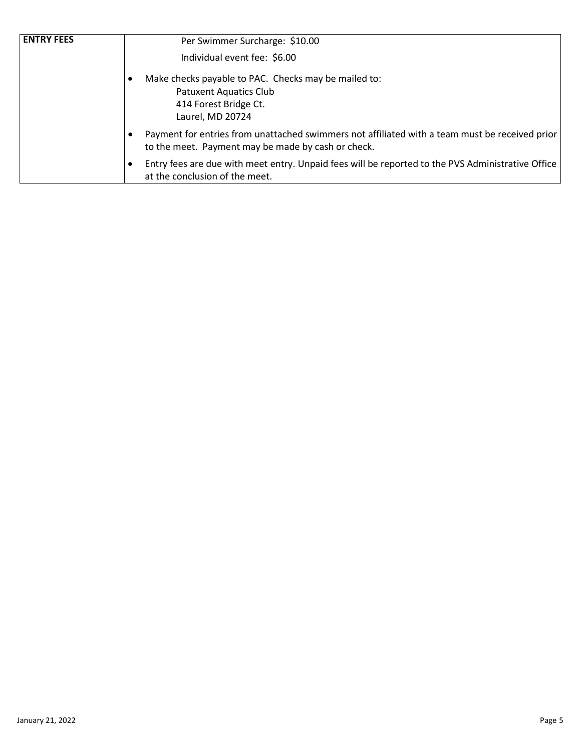| ENTRY FEES | Per Swimmer Surcharge: $10.00<br><br>Individual event fee: $6.00<br><br>• Make checks payable to PAC. Checks may be mailed to:<br>Patuxent Aquatics Club<br>414 Forest Bridge Ct.<br>Laurel, MD 20724<br><br>• Payment for entries from unattached swimmers not affiliated with a team must be received prior to the meet. Payment may be made by cash or check.<br><br>• Entry fees are due with meet entry. Unpaid fees will be reported to the PVS Administrative Office at the conclusion of the meet. |
|---|---|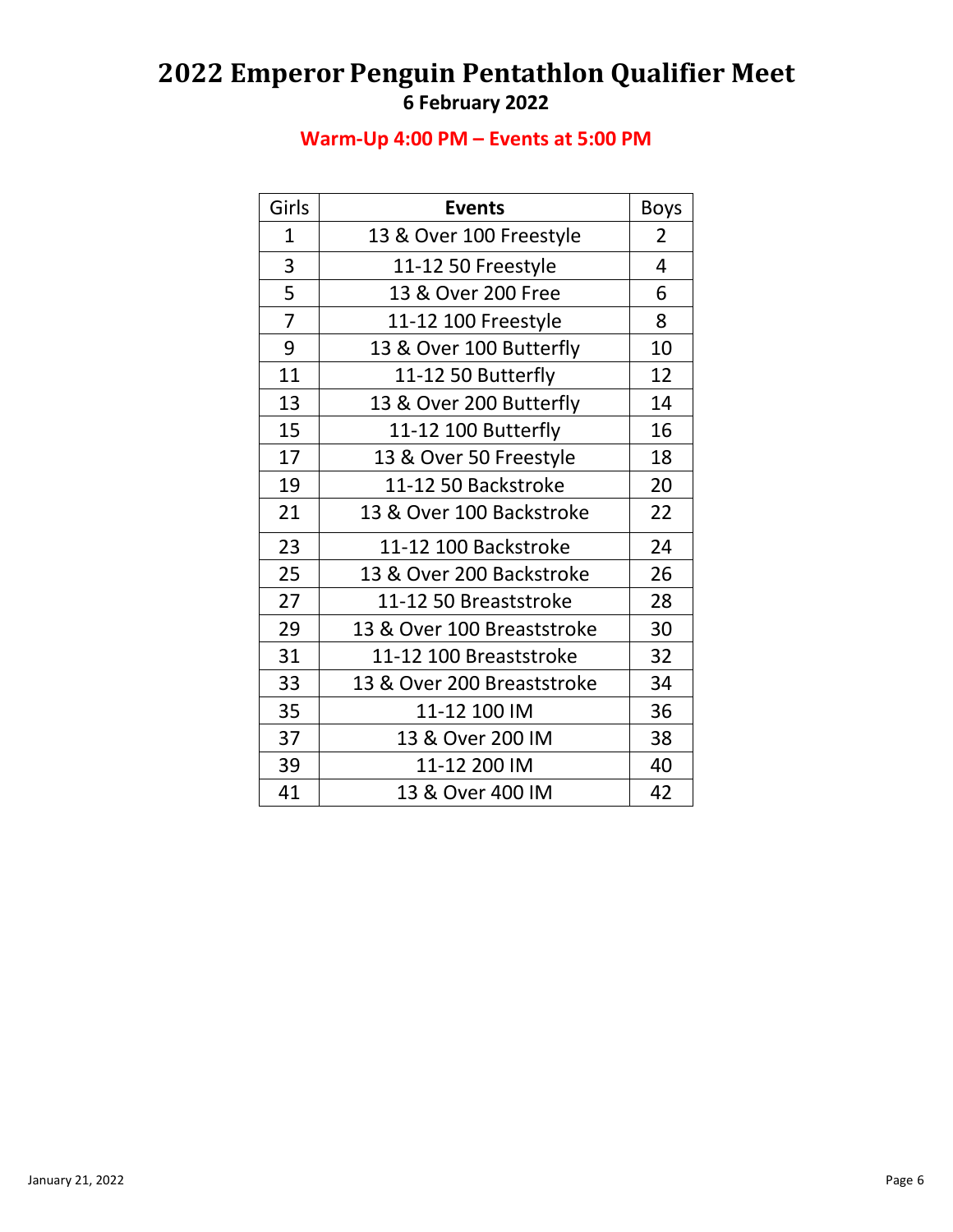# 2022 Emperor Penguin Pentathlon Qualifier Meet

**6 February 2022**

**Warm-Up 4:00 PM – Events at 5:00 PM**

| Girls | **Events** | Boys |
|---|---|---|
| 1 | 13 & Over 100 Freestyle | 2 |
| 3 | 11-12 50 Freestyle | 4 |
| 5 | 13 & Over 200 Free | 6 |
| 7 | 11-12 100 Freestyle | 8 |
| 9 | 13 & Over 100 Butterfly | 10 |
| 11 | 11-12 50 Butterfly | 12 |
| 13 | 13 & Over 200 Butterfly | 14 |
| 15 | 11-12 100 Butterfly | 16 |
| 17 | 13 & Over 50 Freestyle | 18 |
| 19 | 11-12 50 Backstroke | 20 |
| 21 | 13 & Over 100 Backstroke | 22 |
| 23 | 11-12 100 Backstroke | 24 |
| 25 | 13 & Over 200 Backstroke | 26 |
| 27 | 11-12 50 Breaststroke | 28 |
| 29 | 13 & Over 100 Breaststroke | 30 |
| 31 | 11-12 100 Breaststroke | 32 |
| 33 | 13 & Over 200 Breaststroke | 34 |
| 35 | 11-12 100 IM | 36 |
| 37 | 13 & Over 200 IM | 38 |
| 39 | 11-12 200 IM | 40 |
| 41 | 13 & Over 400 IM | 42 |